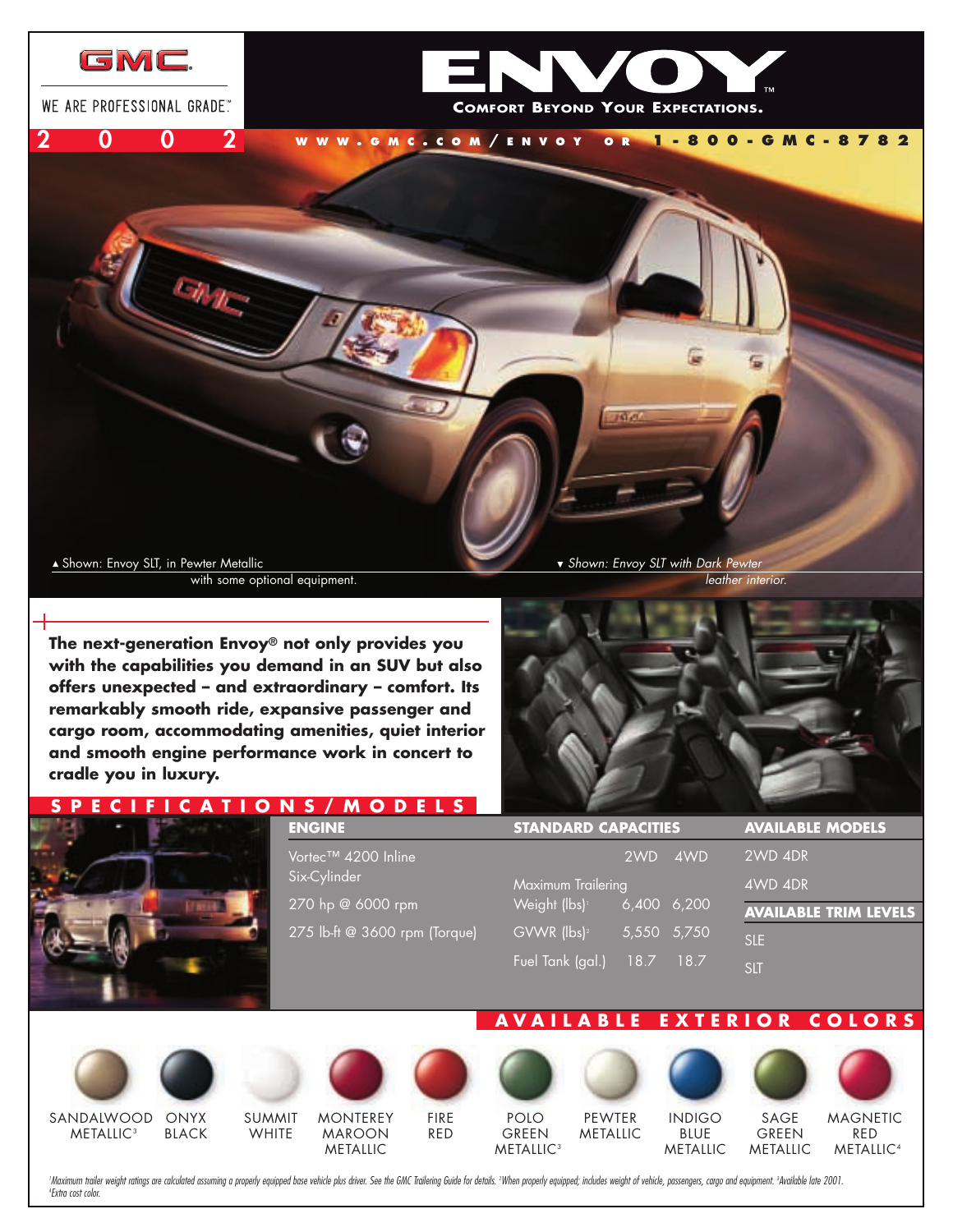GMC

WE ARE PROFESSIONAL GRADE.℠

# ENVOY™

**COMFORT BEYOND YOUR EXPECTATIONS.**

2002

WWW.GMC.COM/ENVOY OR 1-800-GMC-8782

▲ Shown: Envoy SLT, in Pewter Metallic with some optional equipment.

▼ *Shown: Envoy SLT with Dark Pewter leather interior.*

**The next-generation Envoy® not only provides you with the capabilities you demand in an SUV but also offers unexpected – and extraordinary – comfort. Its remarkably smooth ride, expansive passenger and cargo room, accommodating amenities, quiet interior and smooth engine performance work in concert to cradle you in luxury.**

## SPECIFICATIONS/MODELS

### ENGINE

Vortec™ 4200 Inline Six-Cylinder

270 hp @ 6000 rpm

275 lb-ft @ 3600 rpm (Torque)

### STANDARD CAPACITIES

| | 2WD | 4WD |
|---|---|---|
| Maximum Trailering Weight (lbs)[1] | 6,400 | 6,200 |
| GVWR (lbs)[2] | 5,550 | 5,750 |
| Fuel Tank (gal.) | 18.7 | 18.7 |

### AVAILABLE MODELS

2WD 4DR

4WD 4DR

### AVAILABLE TRIM LEVELS

SLE

SLT

## AVAILABLE EXTERIOR COLORS

SANDALWOOD METALLIC[3] · ONYX BLACK · SUMMIT WHITE · MONTEREY MAROON METALLIC · FIRE RED · POLO GREEN METALLIC[3] · PEWTER METALLIC · INDIGO BLUE METALLIC · SAGE GREEN METALLIC · MAGNETIC RED METALLIC[4]

*[1]Maximum trailer weight ratings are calculated assuming a properly equipped base vehicle plus driver. See the GMC Trailering Guide for details. [2]When properly equipped; includes weight of vehicle, passengers, cargo and equipment. [3]Available late 2001. [4]Extra cost color.*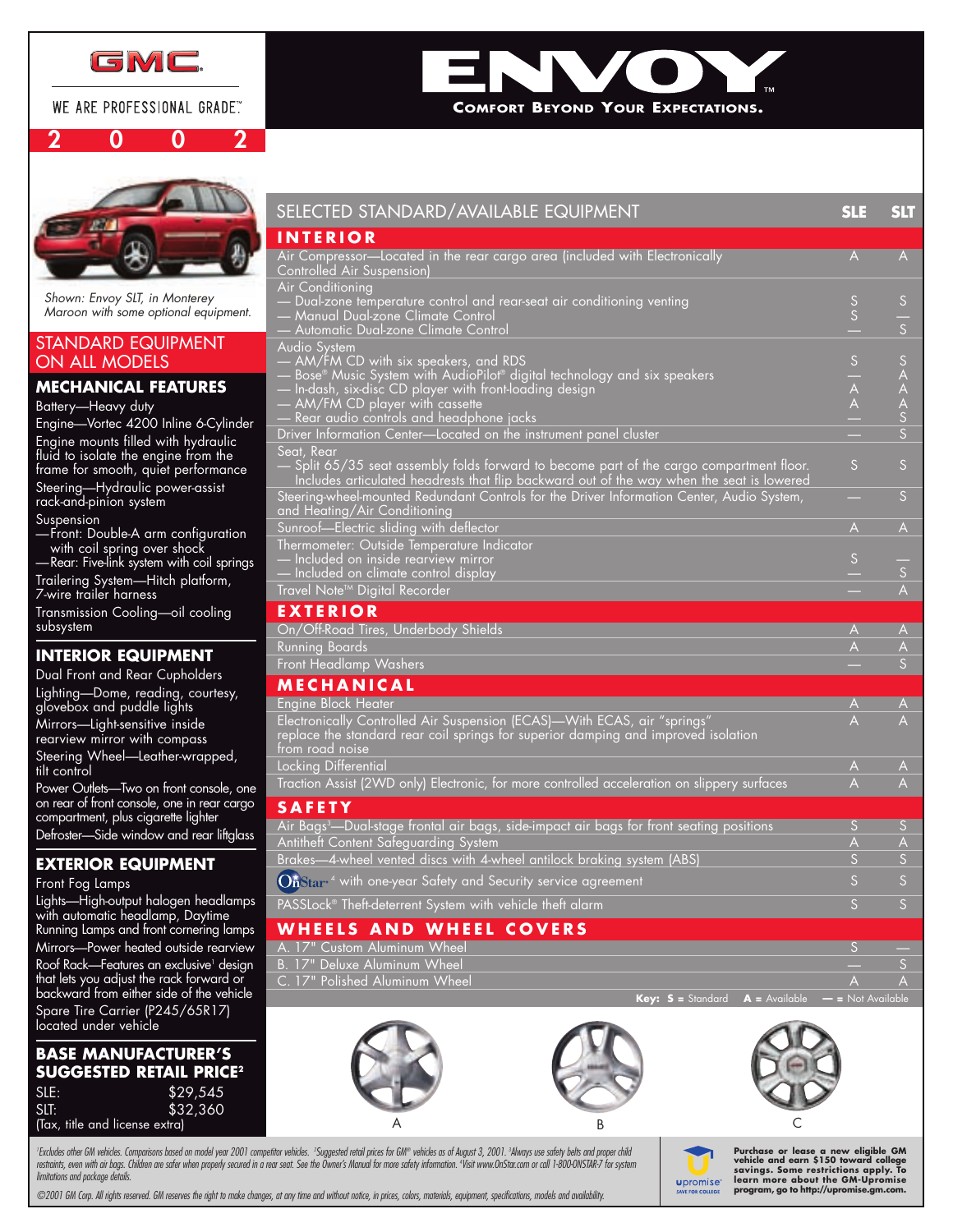# GMC

WE ARE PROFESSIONAL GRADE™

2 0 0 2

# ENVOY™

**COMFORT BEYOND YOUR EXPECTATIONS.**

*Shown: Envoy SLT, in Monterey Maroon with some optional equipment.*

## STANDARD EQUIPMENT ON ALL MODELS

### MECHANICAL FEATURES

Battery—Heavy duty

Engine—Vortec 4200 Inline 6-Cylinder

Engine mounts filled with hydraulic fluid to isolate the engine from the frame for smooth, quiet performance

Steering—Hydraulic power-assist rack-and-pinion system

Suspension
—Front: Double-A arm configuration with coil spring over shock
—Rear: Five-link system with coil springs

Trailering System—Hitch platform, 7-wire trailer harness

Transmission Cooling—oil cooling subsystem

### INTERIOR EQUIPMENT

Dual Front and Rear Cupholders

Lighting—Dome, reading, courtesy, glovebox and puddle lights

Mirrors—Light-sensitive inside rearview mirror with compass

Steering Wheel—Leather-wrapped, tilt control

Power Outlets—Two on front console, one on rear of front console, one in rear cargo compartment, plus cigarette lighter

Defroster—Side window and rear liftglass

### EXTERIOR EQUIPMENT

Front Fog Lamps

Lights—High-output halogen headlamps with automatic headlamp, Daytime Running Lamps and front cornering lamps

Mirrors—Power heated outside rearview

Roof Rack—Features an exclusive[1] design that lets you adjust the rack forward or backward from either side of the vehicle

Spare Tire Carrier (P245/65R17) located under vehicle

### BASE MANUFACTURER'S SUGGESTED RETAIL PRICE[2]

SLE: $29,545
SLT: $32,360
(Tax, title and license extra)

## SELECTED STANDARD/AVAILABLE EQUIPMENT

| SELECTED STANDARD/AVAILABLE EQUIPMENT | SLE | SLT |
|---|---|---|
| **INTERIOR** | | |
| Air Compressor—Located in the rear cargo area (included with Electronically Controlled Air Suspension) | A | A |
| Air Conditioning | | |
| — Dual-zone temperature control and rear-seat air conditioning venting | S | S |
| — Manual Dual-zone Climate Control | S | — |
| — Automatic Dual-zone Climate Control | — | S |
| Audio System | | |
| — AM/FM CD with six speakers, and RDS | S | S |
| — Bose® Music System with AudioPilot® digital technology and six speakers | — | A |
| — In-dash, six-disc CD player with front-loading design | A | A |
| — AM/FM CD player with cassette | A | A |
| — Rear audio controls and headphone jacks | — | S |
| Driver Information Center—Located on the instrument panel cluster | — | S |
| Seat, Rear — Split 65/35 seat assembly folds forward to become part of the cargo compartment floor. Includes articulated headrests that flip backward out of the way when the seat is lowered | S | S |
| Steering-wheel-mounted Redundant Controls for the Driver Information Center, Audio System, and Heating/Air Conditioning | — | S |
| Sunroof—Electric sliding with deflector | A | A |
| Thermometer: Outside Temperature Indicator | | |
| — Included on inside rearview mirror | S | — |
| — Included on climate control display | — | S |
| Travel Note™ Digital Recorder | — | A |
| **EXTERIOR** | | |
| On/Off-Road Tires, Underbody Shields | A | A |
| Running Boards | A | A |
| Front Headlamp Washers | — | S |
| **MECHANICAL** | | |
| Engine Block Heater | A | A |
| Electronically Controlled Air Suspension (ECAS)—With ECAS, air "springs" replace the standard rear coil springs for superior damping and improved isolation from road noise | A | A |
| Locking Differential | A | A |
| Traction Assist (2WD only) Electronic, for more controlled acceleration on slippery surfaces | A | A |
| **SAFETY** | | |
| Air Bags[3]—Dual-stage frontal air bags, side-impact air bags for front seating positions | S | S |
| Antitheft Content Safeguarding System | A | A |
| Brakes—4-wheel vented discs with 4-wheel antilock braking system (ABS) | S | S |
| OnStar[4] with one-year Safety and Security service agreement | S | S |
| PASSLock® Theft-deterrent System with vehicle theft alarm | S | S |
| **WHEELS AND WHEEL COVERS** | | |
| A. 17" Custom Aluminum Wheel | S | — |
| B. 17" Deluxe Aluminum Wheel | — | S |
| C. 17" Polished Aluminum Wheel | A | A |

**Key:** **S** = Standard **A** = Available **—** = Not Available

A B C

*[1]Excludes other GM vehicles. Comparisons based on model year 2001 competitor vehicles. [2]Suggested retail prices for GM® vehicles as of August 3, 2001. [3]Always use safety belts and proper child restraints, even with air bags. Children are safer when properly secured in a rear seat. See the Owner's Manual for more safety information. [4]Visit www.OnStar.com or call 1-800-ONSTAR-7 for system limitations and package details.*

*©2001 GM Corp. All rights reserved. GM reserves the right to make changes, at any time and without notice, in prices, colors, materials, equipment, specifications, models and availability.*

upromise SAVE FOR COLLEGE

**Purchase or lease a new eligible GM vehicle and earn $150 toward college savings. Some restrictions apply. To learn more about the GM-Upromise program, go to http://upromise.gm.com.**